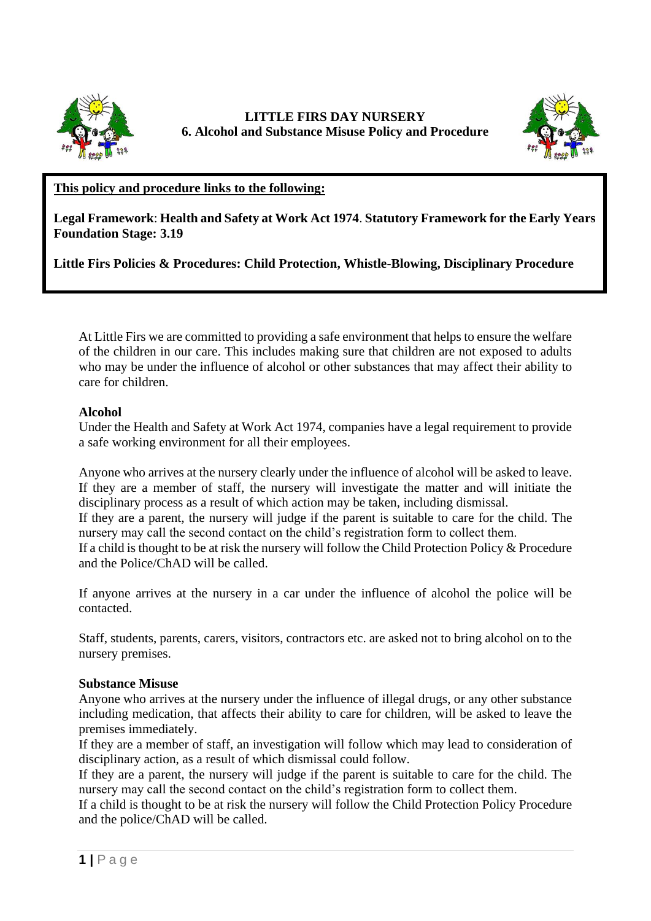# LITTLE FIRS DAY NURSERY
## 6. Alcohol and Substance Misuse Policy and Procedure

**This policy and procedure links to the following:**

**Legal Framework**: **Health and Safety at Work Act 1974**. **Statutory Framework for the Early Years Foundation Stage: 3.19**

**Little Firs Policies & Procedures: Child Protection, Whistle-Blowing, Disciplinary Procedure**

At Little Firs we are committed to providing a safe environment that helps to ensure the welfare of the children in our care. This includes making sure that children are not exposed to adults who may be under the influence of alcohol or other substances that may affect their ability to care for children.

**Alcohol**

Under the Health and Safety at Work Act 1974, companies have a legal requirement to provide a safe working environment for all their employees.

Anyone who arrives at the nursery clearly under the influence of alcohol will be asked to leave. If they are a member of staff, the nursery will investigate the matter and will initiate the disciplinary process as a result of which action may be taken, including dismissal.
If they are a parent, the nursery will judge if the parent is suitable to care for the child. The nursery may call the second contact on the child's registration form to collect them.
If a child is thought to be at risk the nursery will follow the Child Protection Policy & Procedure and the Police/ChAD will be called.

If anyone arrives at the nursery in a car under the influence of alcohol the police will be contacted.

Staff, students, parents, carers, visitors, contractors etc. are asked not to bring alcohol on to the nursery premises.

**Substance Misuse**

Anyone who arrives at the nursery under the influence of illegal drugs, or any other substance including medication, that affects their ability to care for children, will be asked to leave the premises immediately.
If they are a member of staff, an investigation will follow which may lead to consideration of disciplinary action, as a result of which dismissal could follow.
If they are a parent, the nursery will judge if the parent is suitable to care for the child. The nursery may call the second contact on the child's registration form to collect them.
If a child is thought to be at risk the nursery will follow the Child Protection Policy Procedure and the police/ChAD will be called.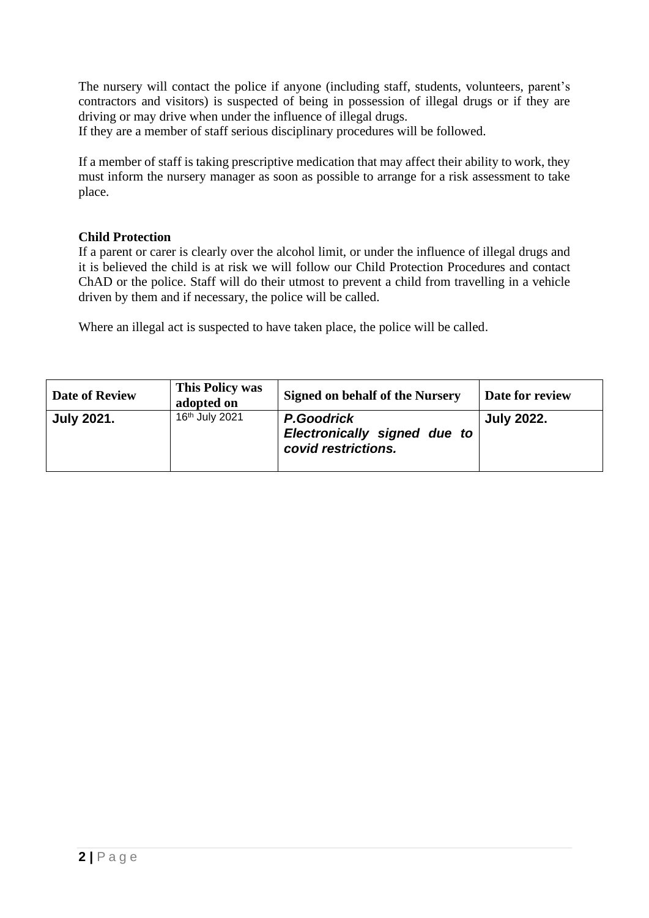The nursery will contact the police if anyone (including staff, students, volunteers, parent's contractors and visitors) is suspected of being in possession of illegal drugs or if they are driving or may drive when under the influence of illegal drugs.
If they are a member of staff serious disciplinary procedures will be followed.

If a member of staff is taking prescriptive medication that may affect their ability to work, they must inform the nursery manager as soon as possible to arrange for a risk assessment to take place.

**Child Protection**
If a parent or carer is clearly over the alcohol limit, or under the influence of illegal drugs and it is believed the child is at risk we will follow our Child Protection Procedures and contact ChAD or the police. Staff will do their utmost to prevent a child from travelling in a vehicle driven by them and if necessary, the police will be called.

Where an illegal act is suspected to have taken place, the police will be called.

| Date of Review | This Policy was adopted on | Signed on behalf of the Nursery | Date for review |
|---|---|---|---|
| **July 2021.** | 16th July 2021 | ***P.Goodrick Electronically signed due to covid restrictions.*** | **July 2022.** |